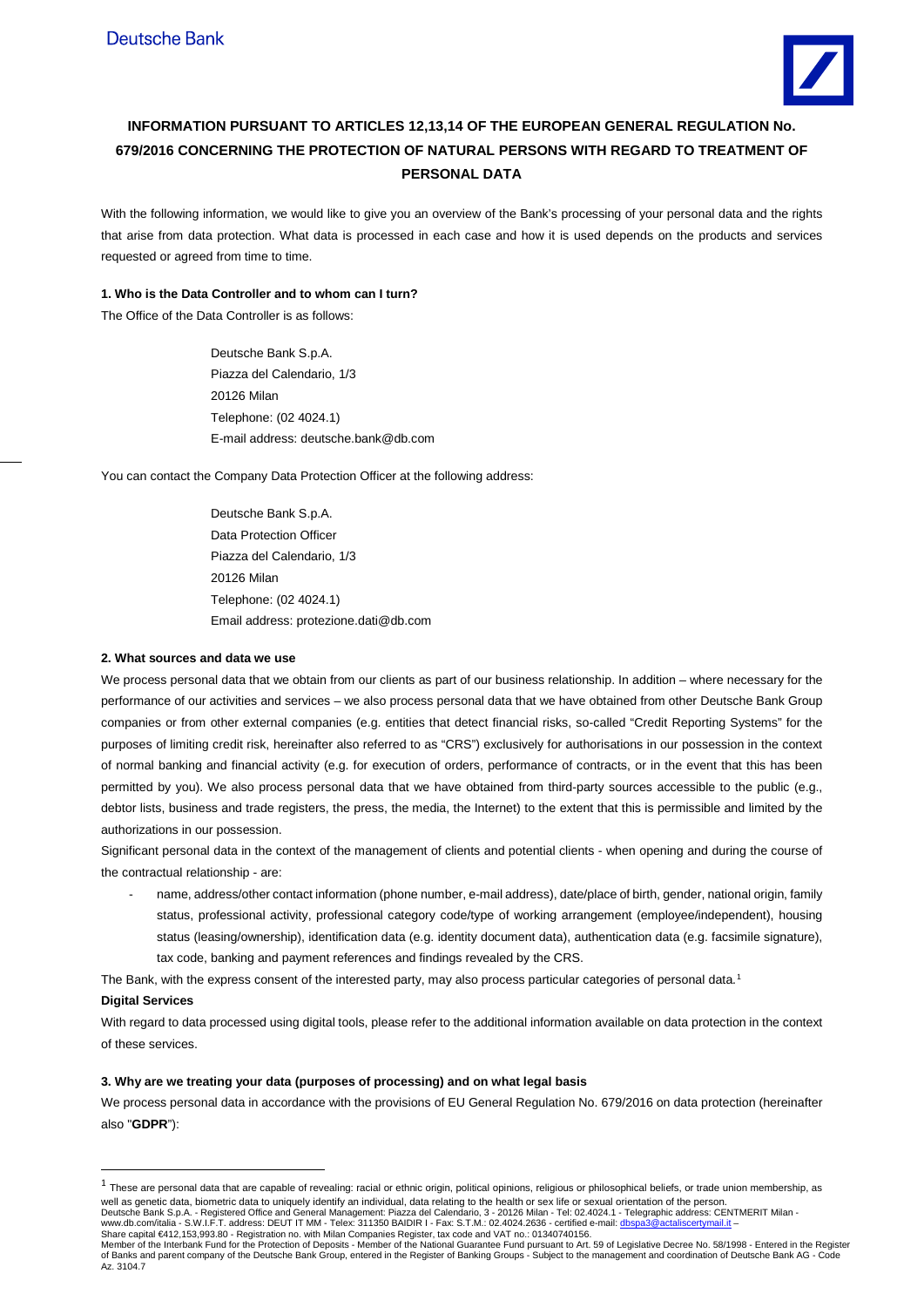# INFORMATION PURSUANT TO ARTICLES 12,13,14 OF THE EUROPEAN GENERAL REGULATION No. 679/2016 CONCERNING THE PROTECTION OF NATURAL PERSONS WITH REGARD TO TREATMENT OF PERSONAL DATA

With the following information, we would like to give you an overview of the Bank's processing of your personal data and the rights that arise from data protection. What data is processed in each case and how it is used depends on the products and services requested or agreed from time to time.

### 1. Who is the Data Controller and to whom can I turn?

The Office of the Data Controller is as follows:

> Deutsche Bank S.p.A.
> Piazza del Calendario, 1/3
> 20126 Milan
> Telephone: (02 4024.1)
> E-mail address: deutsche.bank@db.com

You can contact the Company Data Protection Officer at the following address:

> Deutsche Bank S.p.A.
> Data Protection Officer
> Piazza del Calendario, 1/3
> 20126 Milan
> Telephone: (02 4024.1)
> Email address: protezione.dati@db.com

### 2. What sources and data we use

We process personal data that we obtain from our clients as part of our business relationship. In addition – where necessary for the performance of our activities and services – we also process personal data that we have obtained from other Deutsche Bank Group companies or from other external companies (e.g. entities that detect financial risks, so-called "Credit Reporting Systems" for the purposes of limiting credit risk, hereinafter also referred to as "CRS") exclusively for authorisations in our possession in the context of normal banking and financial activity (e.g. for execution of orders, performance of contracts, or in the event that this has been permitted by you). We also process personal data that we have obtained from third-party sources accessible to the public (e.g., debtor lists, business and trade registers, the press, the media, the Internet) to the extent that this is permissible and limited by the authorizations in our possession.

Significant personal data in the context of the management of clients and potential clients - when opening and during the course of the contractual relationship - are:

- name, address/other contact information (phone number, e-mail address), date/place of birth, gender, national origin, family status, professional activity, professional category code/type of working arrangement (employee/independent), housing status (leasing/ownership), identification data (e.g. identity document data), authentication data (e.g. facsimile signature), tax code, banking and payment references and findings revealed by the CRS.

The Bank, with the express consent of the interested party, may also process particular categories of personal data.[1]

**Digital Services**

With regard to data processed using digital tools, please refer to the additional information available on data protection in the context of these services.

### 3. Why are we treating your data (purposes of processing) and on what legal basis

We process personal data in accordance with the provisions of EU General Regulation No. 679/2016 on data protection (hereinafter also "**GDPR**"):

---

[1] These are personal data that are capable of revealing: racial or ethnic origin, political opinions, religious or philosophical beliefs, or trade union membership, as well as genetic data, biometric data to uniquely identify an individual, data relating to the health or sex life or sexual orientation of the person.

Deutsche Bank S.p.A. - Registered Office and General Management: Piazza del Calendario, 3 - 20126 Milan - Tel: 02.4024.1 - Telegraphic address: CENTMERIT Milan - www.db.com/italia - S.W.I.F.T. address: DEUT IT MM - Telex: 311350 BAIDIR I - Fax: S.T.M.: 02.4024.2636 - certified e-mail: dbspa3@actaliscertymail.it – Share capital €412,153,993.80 - Registration no. with Milan Companies Register, tax code and VAT no.: 01340740156.
Member of the Interbank Fund for the Protection of Deposits - Member of the National Guarantee Fund pursuant to Art. 59 of Legislative Decree No. 58/1998 - Entered in the Register of Banks and parent company of the Deutsche Bank Group, entered in the Register of Banking Groups - Subject to the management and coordination of Deutsche Bank AG - Code Az. 3104.7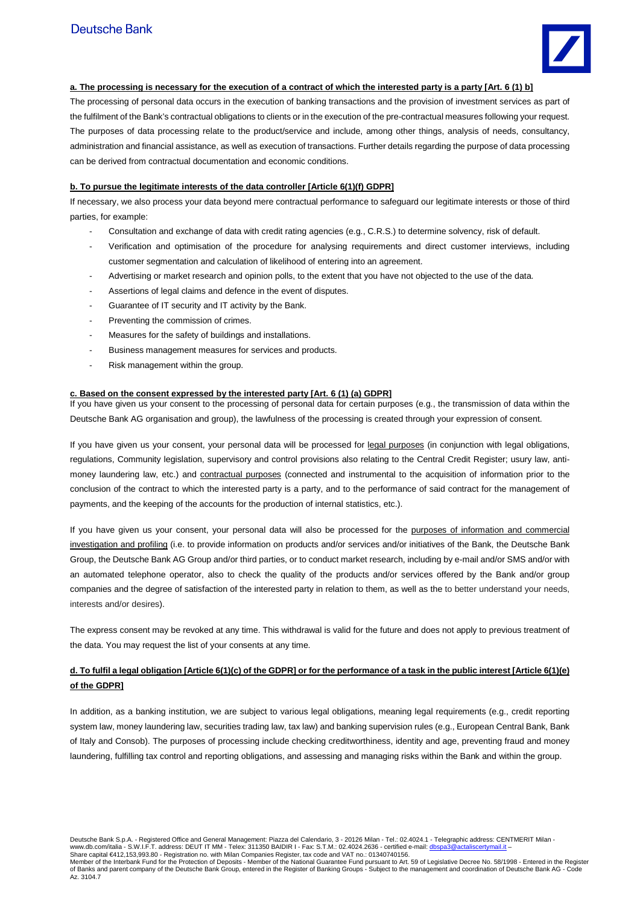**a. The processing is necessary for the execution of a contract of which the interested party is a party [Art. 6 (1) b]**

The processing of personal data occurs in the execution of banking transactions and the provision of investment services as part of the fulfilment of the Bank's contractual obligations to clients or in the execution of the pre-contractual measures following your request. The purposes of data processing relate to the product/service and include, among other things, analysis of needs, consultancy, administration and financial assistance, as well as execution of transactions. Further details regarding the purpose of data processing can be derived from contractual documentation and economic conditions.

**b. To pursue the legitimate interests of the data controller [Article 6(1)(f) GDPR]**

If necessary, we also process your data beyond mere contractual performance to safeguard our legitimate interests or those of third parties, for example:

- Consultation and exchange of data with credit rating agencies (e.g., C.R.S.) to determine solvency, risk of default.
- Verification and optimisation of the procedure for analysing requirements and direct customer interviews, including customer segmentation and calculation of likelihood of entering into an agreement.
- Advertising or market research and opinion polls, to the extent that you have not objected to the use of the data.
- Assertions of legal claims and defence in the event of disputes.
- Guarantee of IT security and IT activity by the Bank.
- Preventing the commission of crimes.
- Measures for the safety of buildings and installations.
- Business management measures for services and products.
- Risk management within the group.

**c. Based on the consent expressed by the interested party [Art. 6 (1) (a) GDPR]**

If you have given us your consent to the processing of personal data for certain purposes (e.g., the transmission of data within the Deutsche Bank AG organisation and group), the lawfulness of the processing is created through your expression of consent.

If you have given us your consent, your personal data will be processed for legal purposes (in conjunction with legal obligations, regulations, Community legislation, supervisory and control provisions also relating to the Central Credit Register; usury law, anti-money laundering law, etc.) and contractual purposes (connected and instrumental to the acquisition of information prior to the conclusion of the contract to which the interested party is a party, and to the performance of said contract for the management of payments, and the keeping of the accounts for the production of internal statistics, etc.).

If you have given us your consent, your personal data will also be processed for the purposes of information and commercial investigation and profiling (i.e. to provide information on products and/or services and/or initiatives of the Bank, the Deutsche Bank Group, the Deutsche Bank AG Group and/or third parties, or to conduct market research, including by e-mail and/or SMS and/or with an automated telephone operator, also to check the quality of the products and/or services offered by the Bank and/or group companies and the degree of satisfaction of the interested party in relation to them, as well as the to better understand your needs, interests and/or desires).

The express consent may be revoked at any time. This withdrawal is valid for the future and does not apply to previous treatment of the data. You may request the list of your consents at any time.

**d. To fulfil a legal obligation [Article 6(1)(c) of the GDPR] or for the performance of a task in the public interest [Article 6(1)(e) of the GDPR]**

In addition, as a banking institution, we are subject to various legal obligations, meaning legal requirements (e.g., credit reporting system law, money laundering law, securities trading law, tax law) and banking supervision rules (e.g., European Central Bank, Bank of Italy and Consob). The purposes of processing include checking creditworthiness, identity and age, preventing fraud and money laundering, fulfilling tax control and reporting obligations, and assessing and managing risks within the Bank and within the group.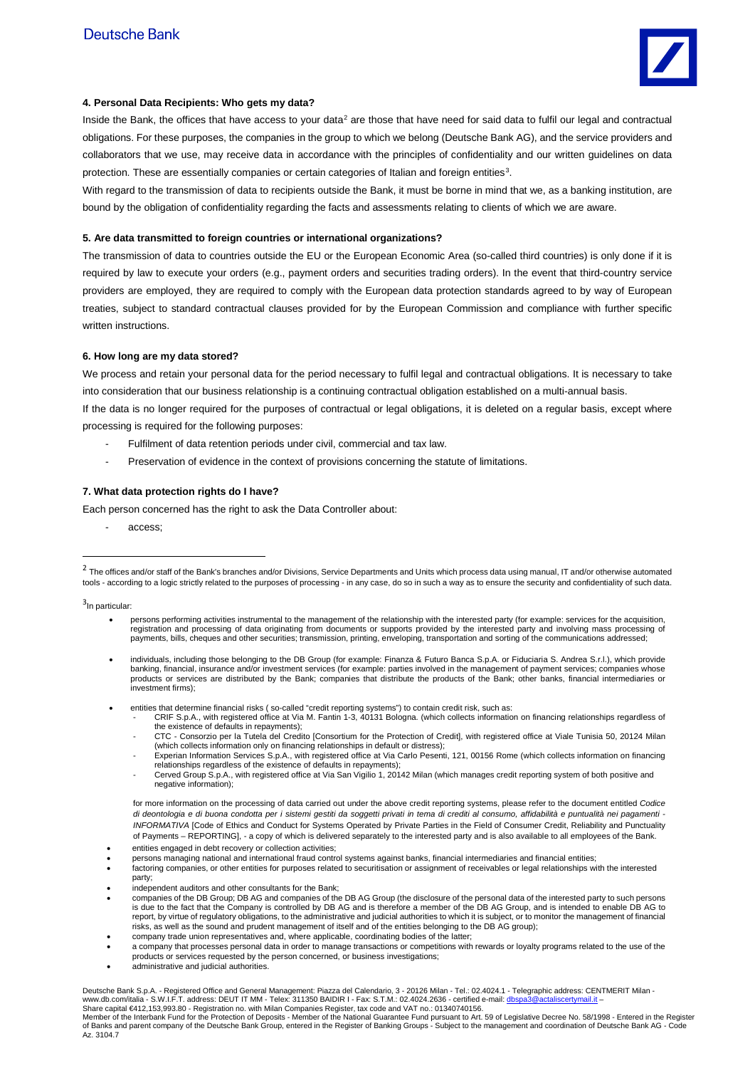#### 4. Personal Data Recipients: Who gets my data?

Inside the Bank, the offices that have access to your data[2] are those that have need for said data to fulfil our legal and contractual obligations. For these purposes, the companies in the group to which we belong (Deutsche Bank AG), and the service providers and collaborators that we use, may receive data in accordance with the principles of confidentiality and our written guidelines on data protection. These are essentially companies or certain categories of Italian and foreign entities[3].

With regard to the transmission of data to recipients outside the Bank, it must be borne in mind that we, as a banking institution, are bound by the obligation of confidentiality regarding the facts and assessments relating to clients of which we are aware.

#### 5. Are data transmitted to foreign countries or international organizations?

The transmission of data to countries outside the EU or the European Economic Area (so-called third countries) is only done if it is required by law to execute your orders (e.g., payment orders and securities trading orders). In the event that third-country service providers are employed, they are required to comply with the European data protection standards agreed to by way of European treaties, subject to standard contractual clauses provided for by the European Commission and compliance with further specific written instructions.

#### 6. How long are my data stored?

We process and retain your personal data for the period necessary to fulfil legal and contractual obligations. It is necessary to take into consideration that our business relationship is a continuing contractual obligation established on a multi-annual basis.

If the data is no longer required for the purposes of contractual or legal obligations, it is deleted on a regular basis, except where processing is required for the following purposes:

- Fulfilment of data retention periods under civil, commercial and tax law.
- Preservation of evidence in the context of provisions concerning the statute of limitations.

#### 7. What data protection rights do I have?

Each person concerned has the right to ask the Data Controller about:

- access;

---

[2] The offices and/or staff of the Bank's branches and/or Divisions, Service Departments and Units which process data using manual, IT and/or otherwise automated tools - according to a logic strictly related to the purposes of processing - in any case, do so in such a way as to ensure the security and confidentiality of such data.

[3] In particular:

- persons performing activities instrumental to the management of the relationship with the interested party (for example: services for the acquisition, registration and processing of data originating from documents or supports provided by the interested party and involving mass processing of payments, bills, cheques and other securities; transmission, printing, enveloping, transportation and sorting of the communications addressed;
- individuals, including those belonging to the DB Group (for example: Finanza & Futuro Banca S.p.A. or Fiduciaria S. Andrea S.r.l.), which provide banking, financial, insurance and/or investment services (for example: parties involved in the management of payment services; companies whose products or services are distributed by the Bank; companies that distribute the products of the Bank; other banks, financial intermediaries or investment firms);
- entities that determine financial risks ( so-called "credit reporting systems") to contain credit risk, such as:
  - CRIF S.p.A., with registered office at Via M. Fantin 1-3, 40131 Bologna. (which collects information on financing relationships regardless of the existence of defaults in repayments);
  - CTC - Consorzio per la Tutela del Credito [Consortium for the Protection of Credit], with registered office at Viale Tunisia 50, 20124 Milan (which collects information only on financing relationships in default or distress);
  - Experian Information Services S.p.A., with registered office at Via Carlo Pesenti, 121, 00156 Rome (which collects information on financing relationships regardless of the existence of defaults in repayments);
  - Cerved Group S.p.A., with registered office at Via San Vigilio 1, 20142 Milan (which manages credit reporting system of both positive and negative information);

  for more information on the processing of data carried out under the above credit reporting systems, please refer to the document entitled *Codice di deontologia e di buona condotta per i sistemi gestiti da soggetti privati in tema di crediti al consumo, affidabilità e puntualità nei pagamenti - INFORMATIVA* [Code of Ethics and Conduct for Systems Operated by Private Parties in the Field of Consumer Credit, Reliability and Punctuality of Payments – REPORTING], - a copy of which is delivered separately to the interested party and is also available to all employees of the Bank.
- entities engaged in debt recovery or collection activities;
- persons managing national and international fraud control systems against banks, financial intermediaries and financial entities;
- factoring companies, or other entities for purposes related to securitisation or assignment of receivables or legal relationships with the interested party;
- independent auditors and other consultants for the Bank;
- companies of the DB Group; DB AG and companies of the DB AG Group (the disclosure of the personal data of the interested party to such persons is due to the fact that the Company is controlled by DB AG and is therefore a member of the DB AG Group, and is intended to enable DB AG to report, by virtue of regulatory obligations, to the administrative and judicial authorities to which it is subject, or to monitor the management of financial risks, as well as the sound and prudent management of itself and of the entities belonging to the DB AG group);
- company trade union representatives and, where applicable, coordinating bodies of the latter;
- a company that processes personal data in order to manage transactions or competitions with rewards or loyalty programs related to the use of the products or services requested by the person concerned, or business investigations;
- administrative and judicial authorities.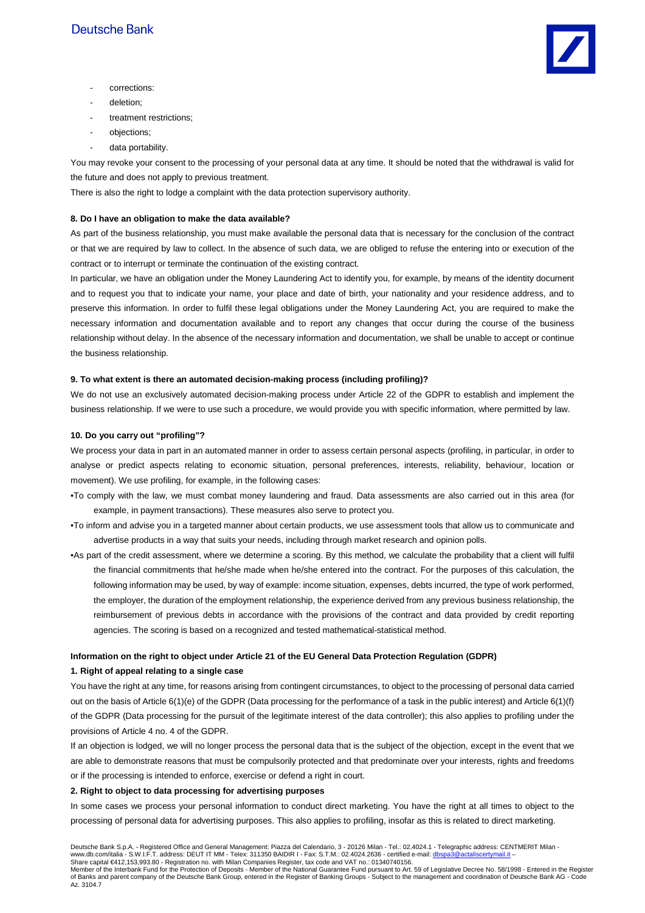- corrections:
- deletion;
- treatment restrictions;
- objections;
- data portability.

You may revoke your consent to the processing of your personal data at any time. It should be noted that the withdrawal is valid for the future and does not apply to previous treatment.

There is also the right to lodge a complaint with the data protection supervisory authority.

**8. Do I have an obligation to make the data available?**

As part of the business relationship, you must make available the personal data that is necessary for the conclusion of the contract or that we are required by law to collect. In the absence of such data, we are obliged to refuse the entering into or execution of the contract or to interrupt or terminate the continuation of the existing contract.

In particular, we have an obligation under the Money Laundering Act to identify you, for example, by means of the identity document and to request you that to indicate your name, your place and date of birth, your nationality and your residence address, and to preserve this information. In order to fulfil these legal obligations under the Money Laundering Act, you are required to make the necessary information and documentation available and to report any changes that occur during the course of the business relationship without delay. In the absence of the necessary information and documentation, we shall be unable to accept or continue the business relationship.

**9. To what extent is there an automated decision-making process (including profiling)?**

We do not use an exclusively automated decision-making process under Article 22 of the GDPR to establish and implement the business relationship. If we were to use such a procedure, we would provide you with specific information, where permitted by law.

**10. Do you carry out "profiling"?**

We process your data in part in an automated manner in order to assess certain personal aspects (profiling, in particular, in order to analyse or predict aspects relating to economic situation, personal preferences, interests, reliability, behaviour, location or movement). We use profiling, for example, in the following cases:

- To comply with the law, we must combat money laundering and fraud. Data assessments are also carried out in this area (for example, in payment transactions). These measures also serve to protect you.
- To inform and advise you in a targeted manner about certain products, we use assessment tools that allow us to communicate and advertise products in a way that suits your needs, including through market research and opinion polls.
- As part of the credit assessment, where we determine a scoring. By this method, we calculate the probability that a client will fulfil the financial commitments that he/she made when he/she entered into the contract. For the purposes of this calculation, the following information may be used, by way of example: income situation, expenses, debts incurred, the type of work performed, the employer, the duration of the employment relationship, the experience derived from any previous business relationship, the reimbursement of previous debts in accordance with the provisions of the contract and data provided by credit reporting agencies. The scoring is based on a recognized and tested mathematical-statistical method.

**Information on the right to object under Article 21 of the EU General Data Protection Regulation (GDPR)**

**1. Right of appeal relating to a single case**

You have the right at any time, for reasons arising from contingent circumstances, to object to the processing of personal data carried out on the basis of Article 6(1)(e) of the GDPR (Data processing for the performance of a task in the public interest) and Article 6(1)(f) of the GDPR (Data processing for the pursuit of the legitimate interest of the data controller); this also applies to profiling under the provisions of Article 4 no. 4 of the GDPR.

If an objection is lodged, we will no longer process the personal data that is the subject of the objection, except in the event that we are able to demonstrate reasons that must be compulsorily protected and that predominate over your interests, rights and freedoms or if the processing is intended to enforce, exercise or defend a right in court.

**2. Right to object to data processing for advertising purposes**

In some cases we process your personal information to conduct direct marketing. You have the right at all times to object to the processing of personal data for advertising purposes. This also applies to profiling, insofar as this is related to direct marketing.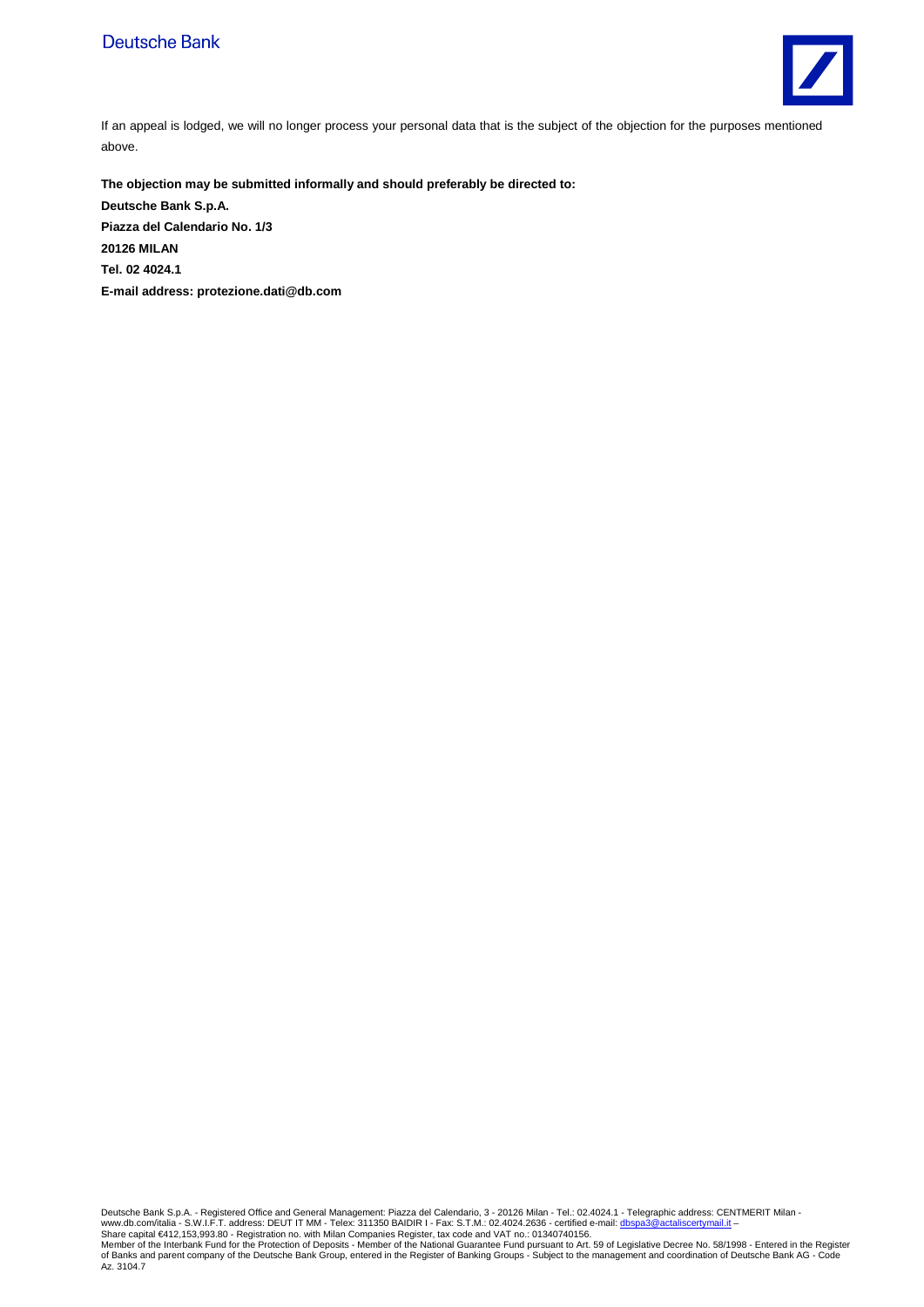If an appeal is lodged, we will no longer process your personal data that is the subject of the objection for the purposes mentioned above.

**The objection may be submitted informally and should preferably be directed to:**

**Deutsche Bank S.p.A.**

**Piazza del Calendario No. 1/3**

**20126 MILAN**

**Tel. 02 4024.1**

**E-mail address: protezione.dati@db.com**